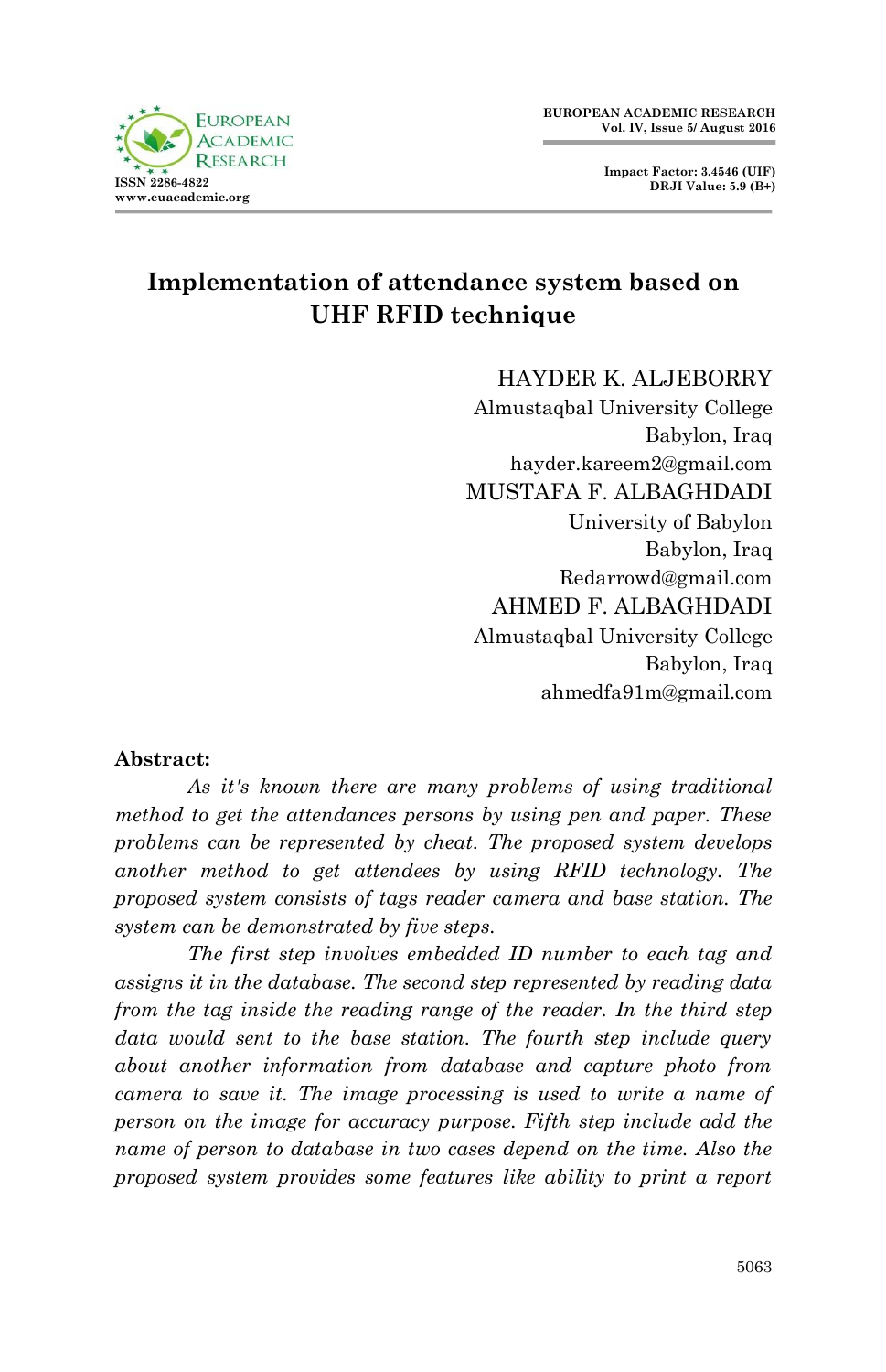# Implementation of attendance system based on UHF RFID technique

HAYDER K. ALJEBORRY
Almustaqbal University College
Babylon, Iraq
hayder.kareem2@gmail.com

MUSTAFA F. ALBAGHDADI
University of Babylon
Babylon, Iraq
Redarrowd@gmail.com

AHMED F. ALBAGHDADI
Almustaqbal University College
Babylon, Iraq
ahmedfa91m@gmail.com

**Abstract:**

*As it's known there are many problems of using traditional method to get the attendances persons by using pen and paper. These problems can be represented by cheat. The proposed system develops another method to get attendees by using RFID technology. The proposed system consists of tags reader camera and base station. The system can be demonstrated by five steps.*

*The first step involves embedded ID number to each tag and assigns it in the database. The second step represented by reading data from the tag inside the reading range of the reader. In the third step data would sent to the base station. The fourth step include query about another information from database and capture photo from camera to save it. The image processing is used to write a name of person on the image for accuracy purpose. Fifth step include add the name of person to database in two cases depend on the time. Also the proposed system provides some features like ability to print a report*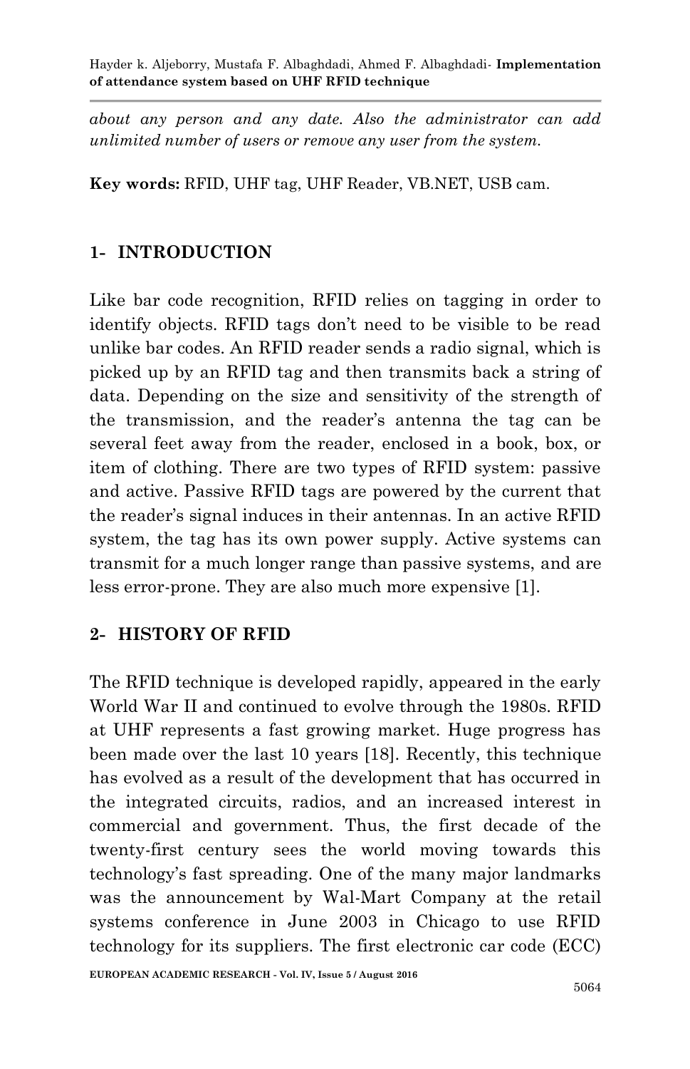*about any person and any date. Also the administrator can add unlimited number of users or remove any user from the system.*

**Key words:** RFID, UHF tag, UHF Reader, VB.NET, USB cam.

## 1- INTRODUCTION

Like bar code recognition, RFID relies on tagging in order to identify objects. RFID tags don't need to be visible to be read unlike bar codes. An RFID reader sends a radio signal, which is picked up by an RFID tag and then transmits back a string of data. Depending on the size and sensitivity of the strength of the transmission, and the reader's antenna the tag can be several feet away from the reader, enclosed in a book, box, or item of clothing. There are two types of RFID system: passive and active. Passive RFID tags are powered by the current that the reader's signal induces in their antennas. In an active RFID system, the tag has its own power supply. Active systems can transmit for a much longer range than passive systems, and are less error-prone. They are also much more expensive [1].

## 2- HISTORY OF RFID

The RFID technique is developed rapidly, appeared in the early World War II and continued to evolve through the 1980s. RFID at UHF represents a fast growing market. Huge progress has been made over the last 10 years [18]. Recently, this technique has evolved as a result of the development that has occurred in the integrated circuits, radios, and an increased interest in commercial and government. Thus, the first decade of the twenty-first century sees the world moving towards this technology's fast spreading. One of the many major landmarks was the announcement by Wal-Mart Company at the retail systems conference in June 2003 in Chicago to use RFID technology for its suppliers. The first electronic car code (ECC)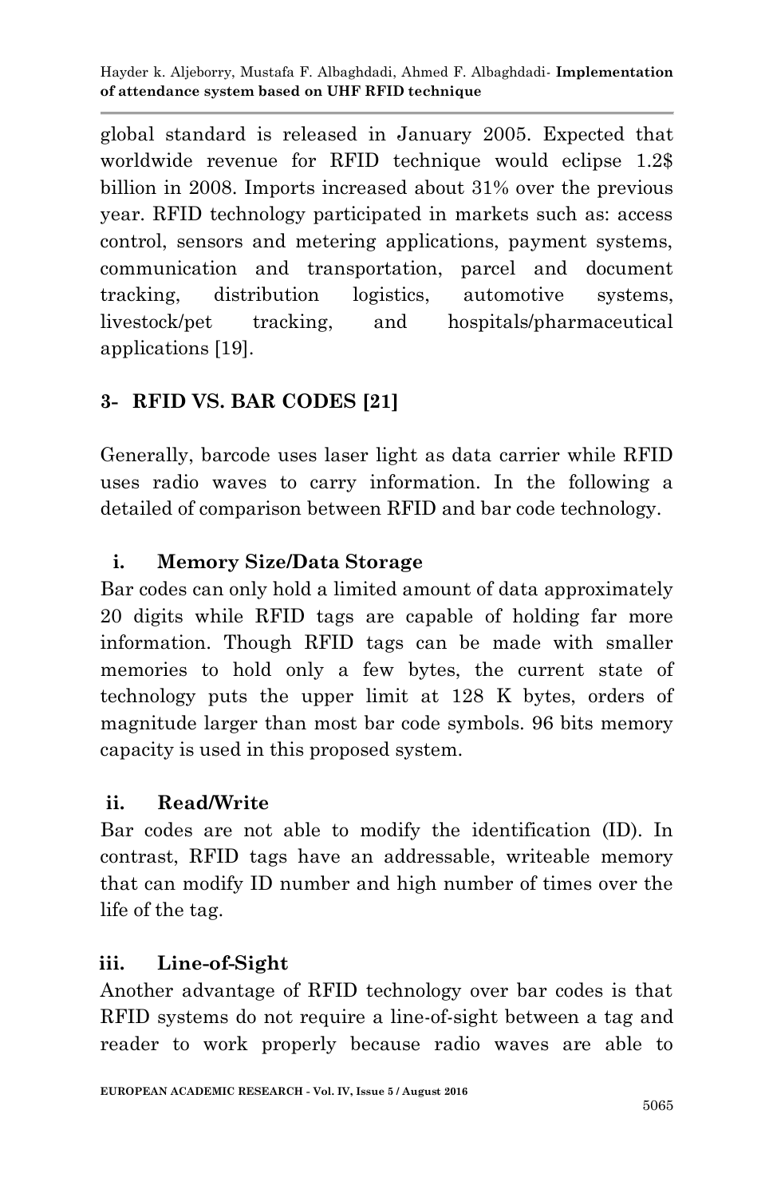global standard is released in January 2005. Expected that worldwide revenue for RFID technique would eclipse 1.2$ billion in 2008. Imports increased about 31% over the previous year. RFID technology participated in markets such as: access control, sensors and metering applications, payment systems, communication and transportation, parcel and document tracking, distribution logistics, automotive systems, livestock/pet tracking, and hospitals/pharmaceutical applications [19].

## 3- RFID VS. BAR CODES [21]

Generally, barcode uses laser light as data carrier while RFID uses radio waves to carry information. In the following a detailed of comparison between RFID and bar code technology.

### i. Memory Size/Data Storage

Bar codes can only hold a limited amount of data approximately 20 digits while RFID tags are capable of holding far more information. Though RFID tags can be made with smaller memories to hold only a few bytes, the current state of technology puts the upper limit at 128 K bytes, orders of magnitude larger than most bar code symbols. 96 bits memory capacity is used in this proposed system.

### ii. Read/Write

Bar codes are not able to modify the identification (ID). In contrast, RFID tags have an addressable, writeable memory that can modify ID number and high number of times over the life of the tag.

### iii. Line-of-Sight

Another advantage of RFID technology over bar codes is that RFID systems do not require a line-of-sight between a tag and reader to work properly because radio waves are able to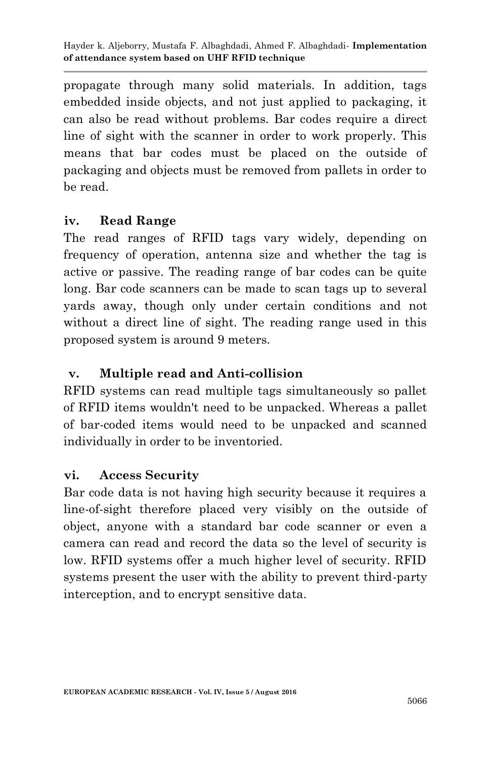propagate through many solid materials. In addition, tags embedded inside objects, and not just applied to packaging, it can also be read without problems. Bar codes require a direct line of sight with the scanner in order to work properly. This means that bar codes must be placed on the outside of packaging and objects must be removed from pallets in order to be read.

### iv. Read Range

The read ranges of RFID tags vary widely, depending on frequency of operation, antenna size and whether the tag is active or passive. The reading range of bar codes can be quite long. Bar code scanners can be made to scan tags up to several yards away, though only under certain conditions and not without a direct line of sight. The reading range used in this proposed system is around 9 meters.

### v. Multiple read and Anti-collision

RFID systems can read multiple tags simultaneously so pallet of RFID items wouldn't need to be unpacked. Whereas a pallet of bar-coded items would need to be unpacked and scanned individually in order to be inventoried.

### vi. Access Security

Bar code data is not having high security because it requires a line-of-sight therefore placed very visibly on the outside of object, anyone with a standard bar code scanner or even a camera can read and record the data so the level of security is low. RFID systems offer a much higher level of security. RFID systems present the user with the ability to prevent third-party interception, and to encrypt sensitive data.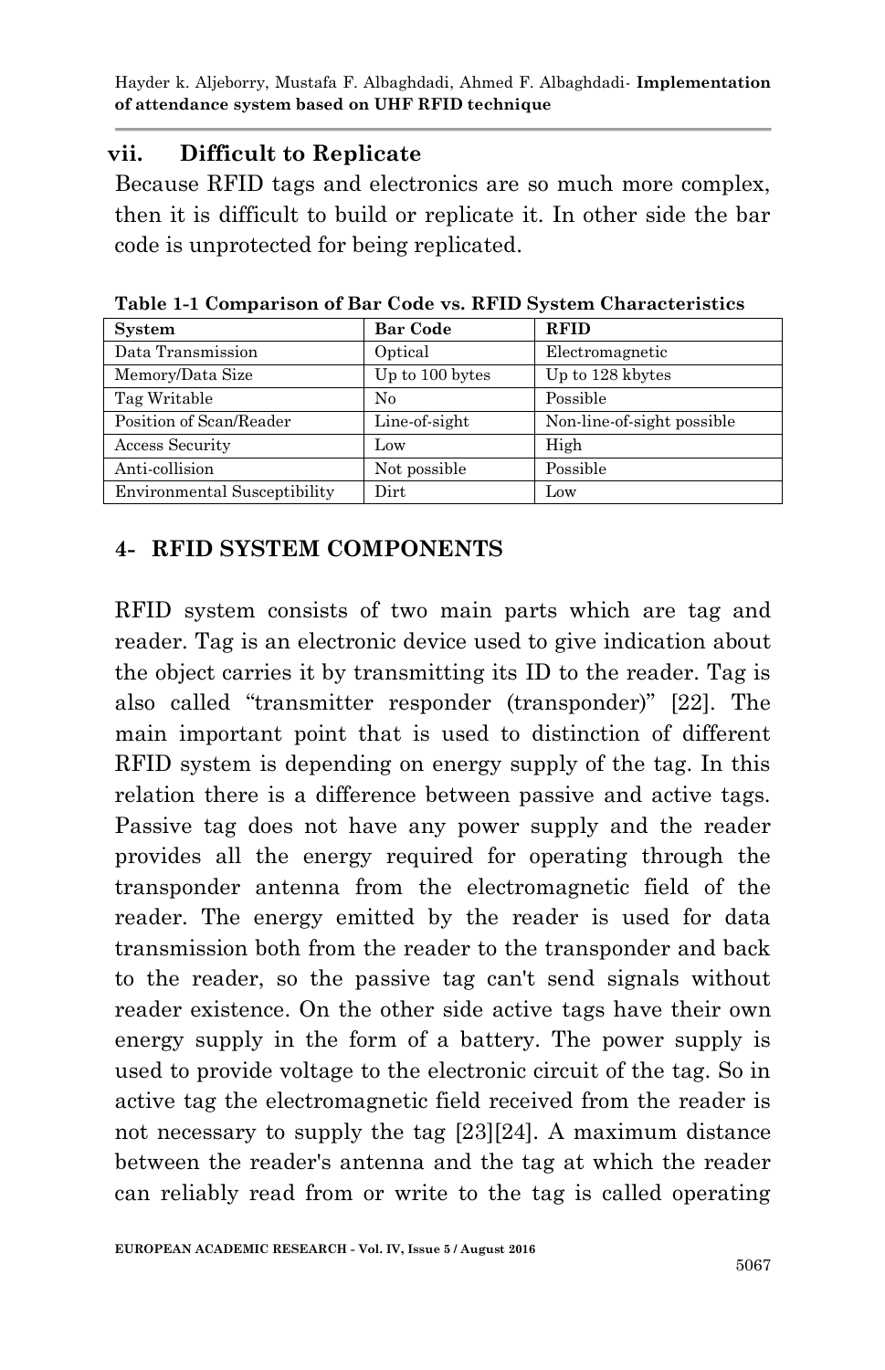#### vii. Difficult to Replicate

Because RFID tags and electronics are so much more complex, then it is difficult to build or replicate it. In other side the bar code is unprotected for being replicated.

**Table 1-1 Comparison of Bar Code vs. RFID System Characteristics**

| System | Bar Code | RFID |
|---|---|---|
| Data Transmission | Optical | Electromagnetic |
| Memory/Data Size | Up to 100 bytes | Up to 128 kbytes |
| Tag Writable | No | Possible |
| Position of Scan/Reader | Line-of-sight | Non-line-of-sight possible |
| Access Security | Low | High |
| Anti-collision | Not possible | Possible |
| Environmental Susceptibility | Dirt | Low |

## 4- RFID SYSTEM COMPONENTS

RFID system consists of two main parts which are tag and reader. Tag is an electronic device used to give indication about the object carries it by transmitting its ID to the reader. Tag is also called "transmitter responder (transponder)" [22]. The main important point that is used to distinction of different RFID system is depending on energy supply of the tag. In this relation there is a difference between passive and active tags. Passive tag does not have any power supply and the reader provides all the energy required for operating through the transponder antenna from the electromagnetic field of the reader. The energy emitted by the reader is used for data transmission both from the reader to the transponder and back to the reader, so the passive tag can't send signals without reader existence. On the other side active tags have their own energy supply in the form of a battery. The power supply is used to provide voltage to the electronic circuit of the tag. So in active tag the electromagnetic field received from the reader is not necessary to supply the tag [23][24]. A maximum distance between the reader's antenna and the tag at which the reader can reliably read from or write to the tag is called operating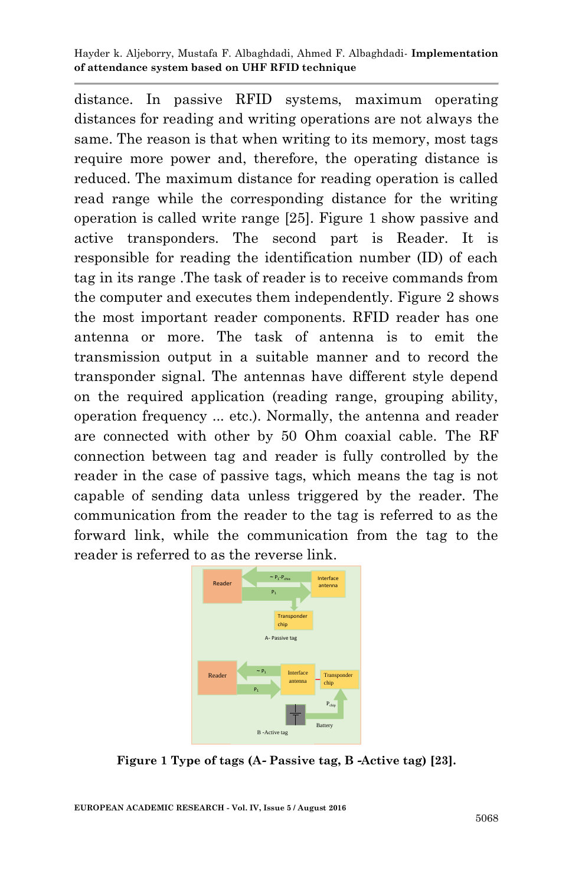distance. In passive RFID systems, maximum operating distances for reading and writing operations are not always the same. The reason is that when writing to its memory, most tags require more power and, therefore, the operating distance is reduced. The maximum distance for reading operation is called read range while the corresponding distance for the writing operation is called write range [25]. Figure 1 show passive and active transponders. The second part is Reader. It is responsible for reading the identification number (ID) of each tag in its range .The task of reader is to receive commands from the computer and executes them independently. Figure 2 shows the most important reader components. RFID reader has one antenna or more. The task of antenna is to emit the transmission output in a suitable manner and to record the transponder signal. The antennas have different style depend on the required application (reading range, grouping ability, operation frequency ... etc.). Normally, the antenna and reader are connected with other by 50 Ohm coaxial cable. The RF connection between tag and reader is fully controlled by the reader in the case of passive tags, which means the tag is not capable of sending data unless triggered by the reader. The communication from the reader to the tag is referred to as the forward link, while the communication from the tag to the reader is referred to as the reverse link.

**Figure 1 Type of tags (A- Passive tag, B -Active tag) [23].**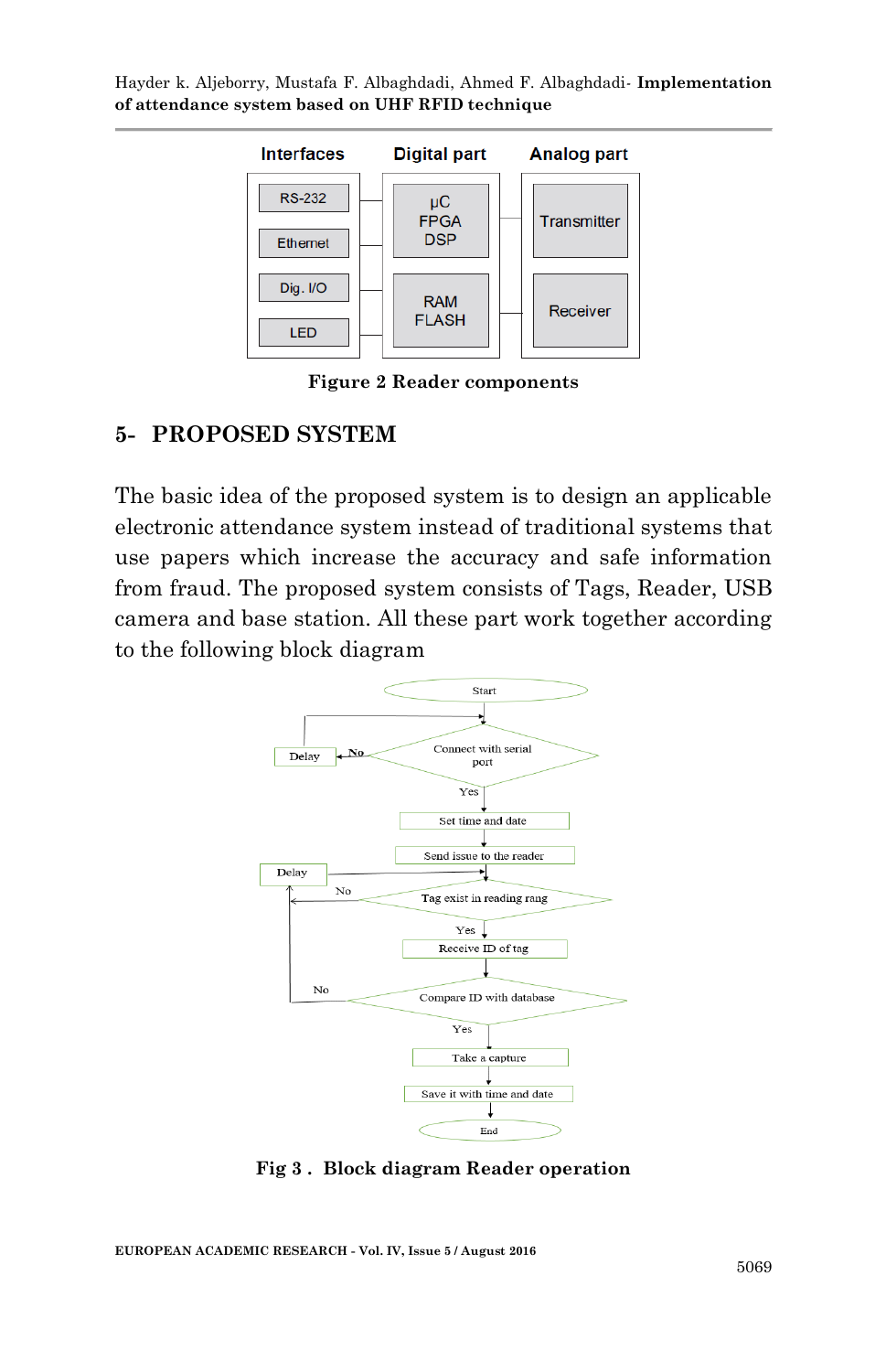Figure 2 Reader components

## 5- PROPOSED SYSTEM

The basic idea of the proposed system is to design an applicable electronic attendance system instead of traditional systems that use papers which increase the accuracy and safe information from fraud. The proposed system consists of Tags, Reader, USB camera and base station. All these part work together according to the following block diagram

Fig 3 . Block diagram Reader operation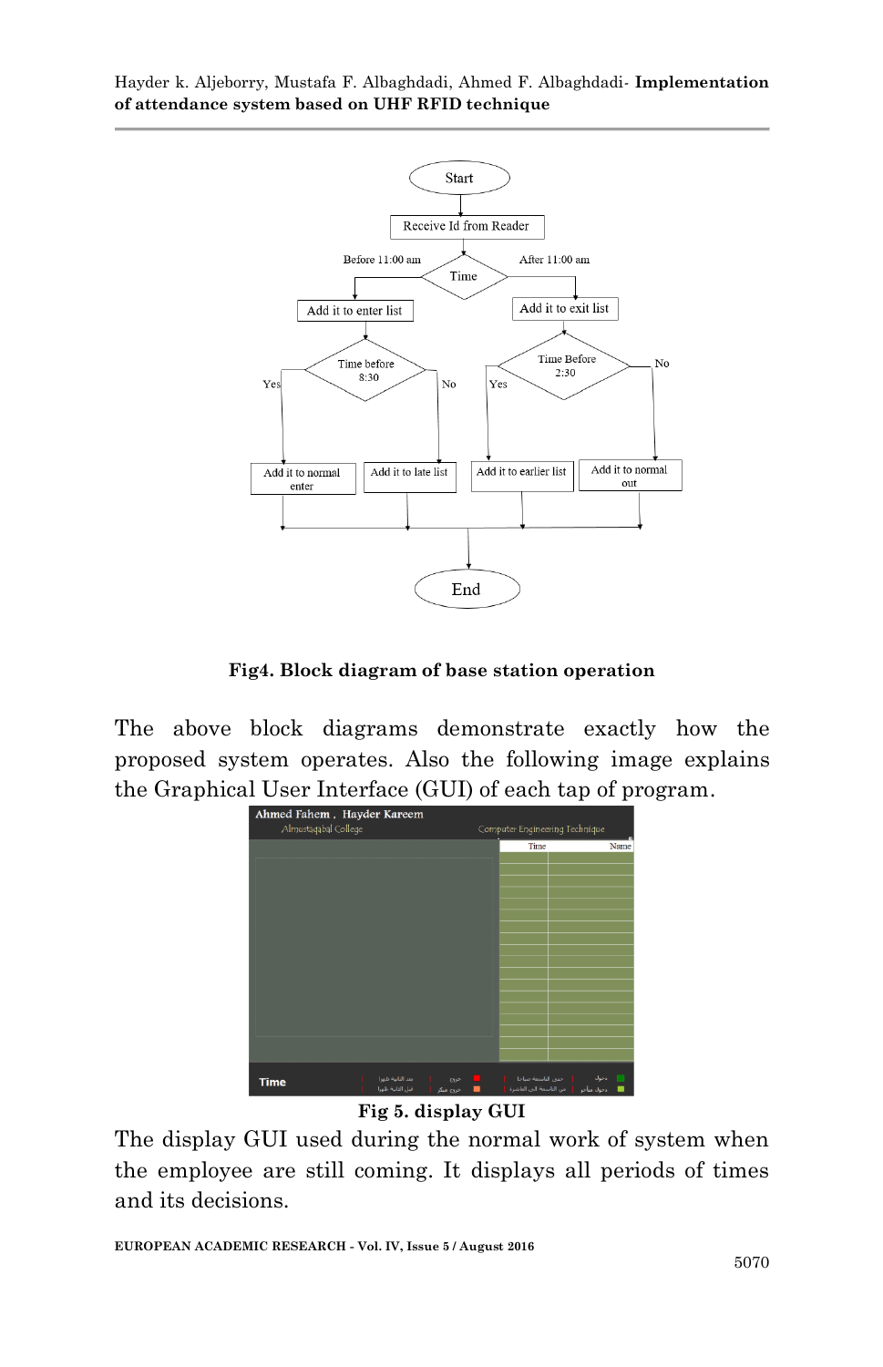Fig4. Block diagram of base station operation

The above block diagrams demonstrate exactly how the proposed system operates. Also the following image explains the Graphical User Interface (GUI) of each tap of program.

Fig 5. display GUI

The display GUI used during the normal work of system when the employee are still coming. It displays all periods of times and its decisions.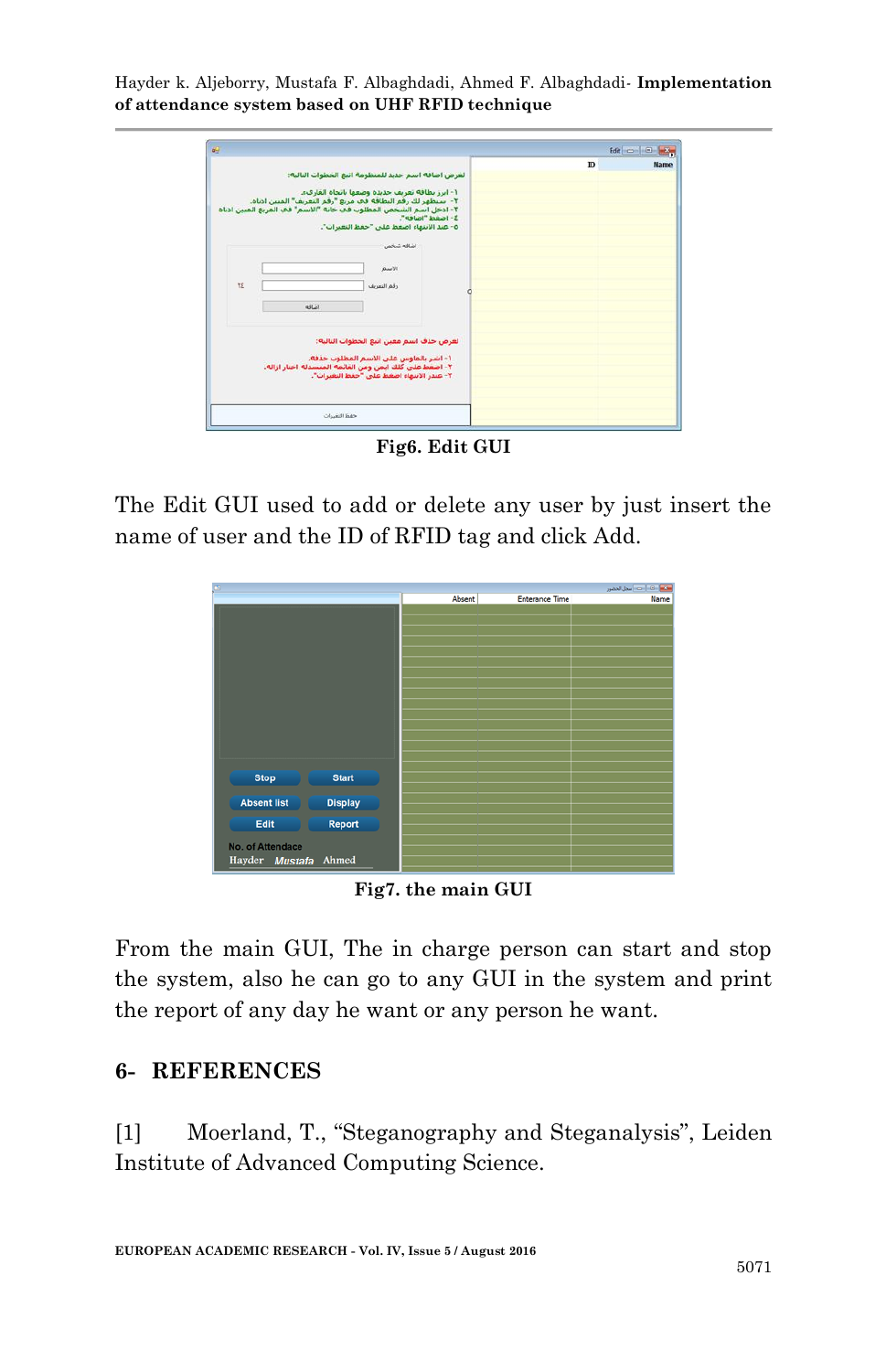Fig6. Edit GUI

The Edit GUI used to add or delete any user by just insert the name of user and the ID of RFID tag and click Add.

Fig7. the main GUI

From the main GUI, The in charge person can start and stop the system, also he can go to any GUI in the system and print the report of any day he want or any person he want.

## 6- REFERENCES

[1] Moerland, T., "Steganography and Steganalysis", Leiden Institute of Advanced Computing Science.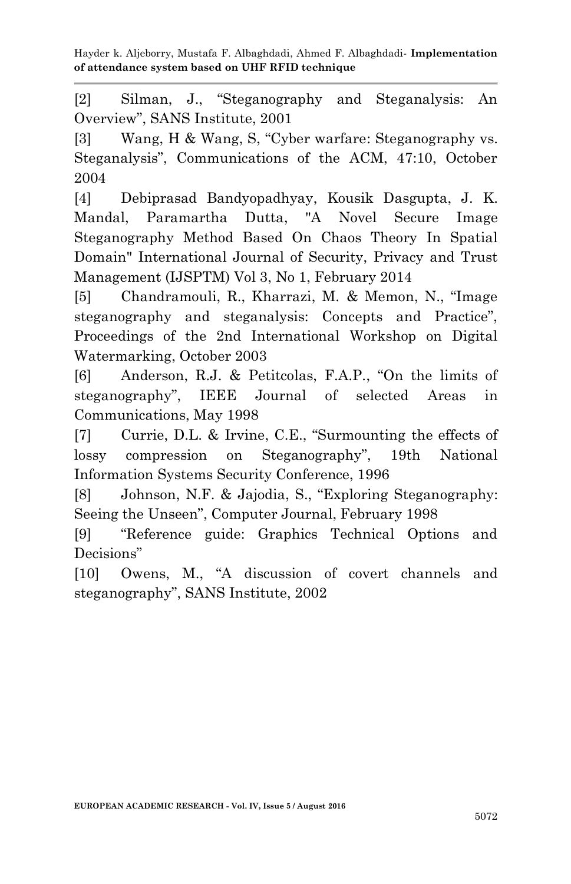[2] Silman, J., "Steganography and Steganalysis: An Overview", SANS Institute, 2001

[3] Wang, H & Wang, S, "Cyber warfare: Steganography vs. Steganalysis", Communications of the ACM, 47:10, October 2004

[4] Debiprasad Bandyopadhyay, Kousik Dasgupta, J. K. Mandal, Paramartha Dutta, "A Novel Secure Image Steganography Method Based On Chaos Theory In Spatial Domain" International Journal of Security, Privacy and Trust Management (IJSPTM) Vol 3, No 1, February 2014

[5] Chandramouli, R., Kharrazi, M. & Memon, N., "Image steganography and steganalysis: Concepts and Practice", Proceedings of the 2nd International Workshop on Digital Watermarking, October 2003

[6] Anderson, R.J. & Petitcolas, F.A.P., "On the limits of steganography", IEEE Journal of selected Areas in Communications, May 1998

[7] Currie, D.L. & Irvine, C.E., "Surmounting the effects of lossy compression on Steganography", 19th National Information Systems Security Conference, 1996

[8] Johnson, N.F. & Jajodia, S., "Exploring Steganography: Seeing the Unseen", Computer Journal, February 1998

[9] "Reference guide: Graphics Technical Options and Decisions"

[10] Owens, M., "A discussion of covert channels and steganography", SANS Institute, 2002